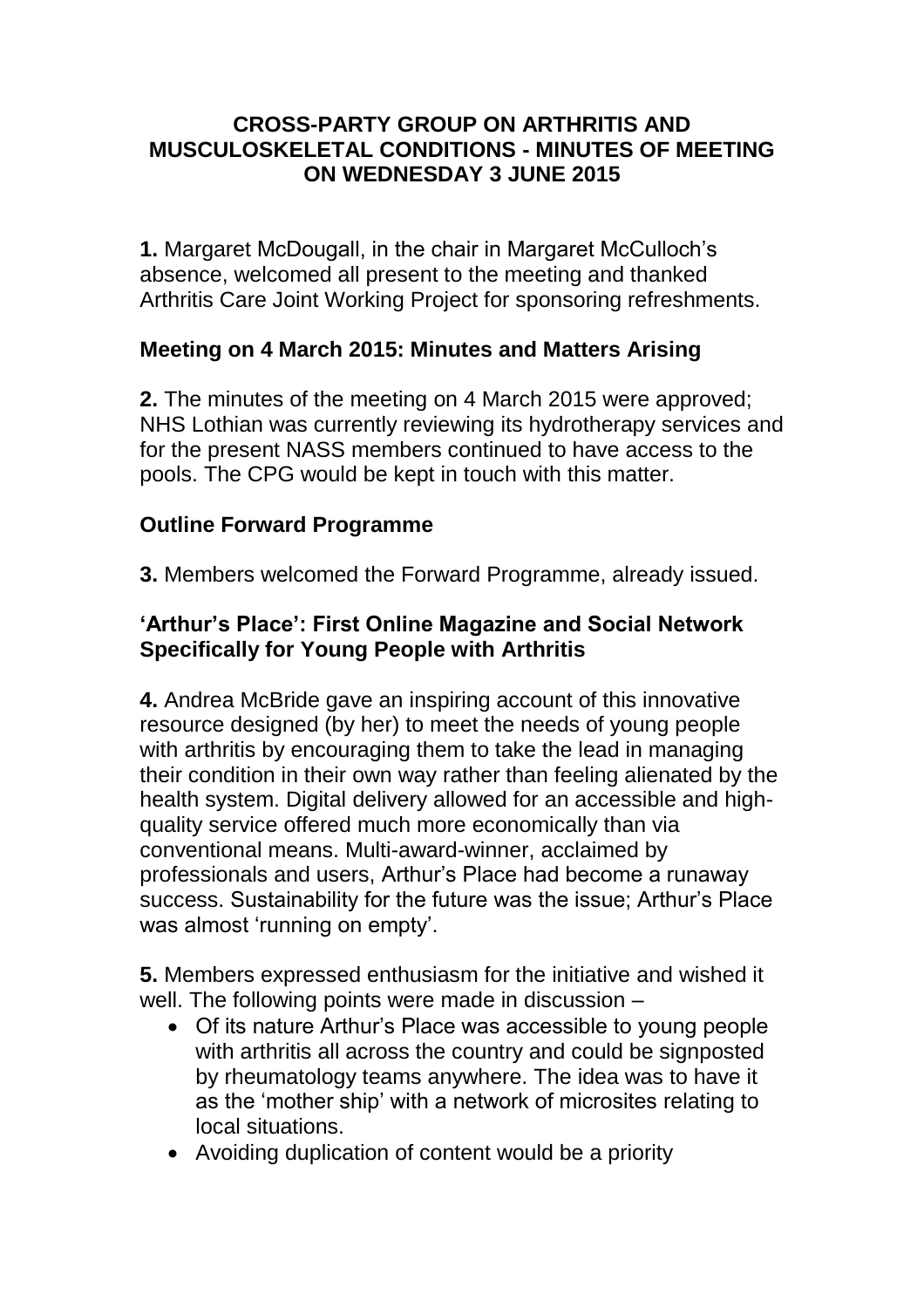# CROSS-PARTY GROUP ON ARTHRITIS AND MUSCULOSKELETAL CONDITIONS - MINUTES OF MEETING ON WEDNESDAY 3 JUNE 2015

**1.** Margaret McDougall, in the chair in Margaret McCulloch's absence, welcomed all present to the meeting and thanked Arthritis Care Joint Working Project for sponsoring refreshments.

## Meeting on 4 March 2015: Minutes and Matters Arising

**2.** The minutes of the meeting on 4 March 2015 were approved; NHS Lothian was currently reviewing its hydrotherapy services and for the present NASS members continued to have access to the pools. The CPG would be kept in touch with this matter.

## Outline Forward Programme

**3.** Members welcomed the Forward Programme, already issued.

## 'Arthur's Place': First Online Magazine and Social Network Specifically for Young People with Arthritis

**4.** Andrea McBride gave an inspiring account of this innovative resource designed (by her) to meet the needs of young people with arthritis by encouraging them to take the lead in managing their condition in their own way rather than feeling alienated by the health system. Digital delivery allowed for an accessible and high-quality service offered much more economically than via conventional means. Multi-award-winner, acclaimed by professionals and users, Arthur's Place had become a runaway success. Sustainability for the future was the issue; Arthur's Place was almost 'running on empty'.

**5.** Members expressed enthusiasm for the initiative and wished it well. The following points were made in discussion –

- Of its nature Arthur's Place was accessible to young people with arthritis all across the country and could be signposted by rheumatology teams anywhere. The idea was to have it as the 'mother ship' with a network of microsites relating to local situations.
- Avoiding duplication of content would be a priority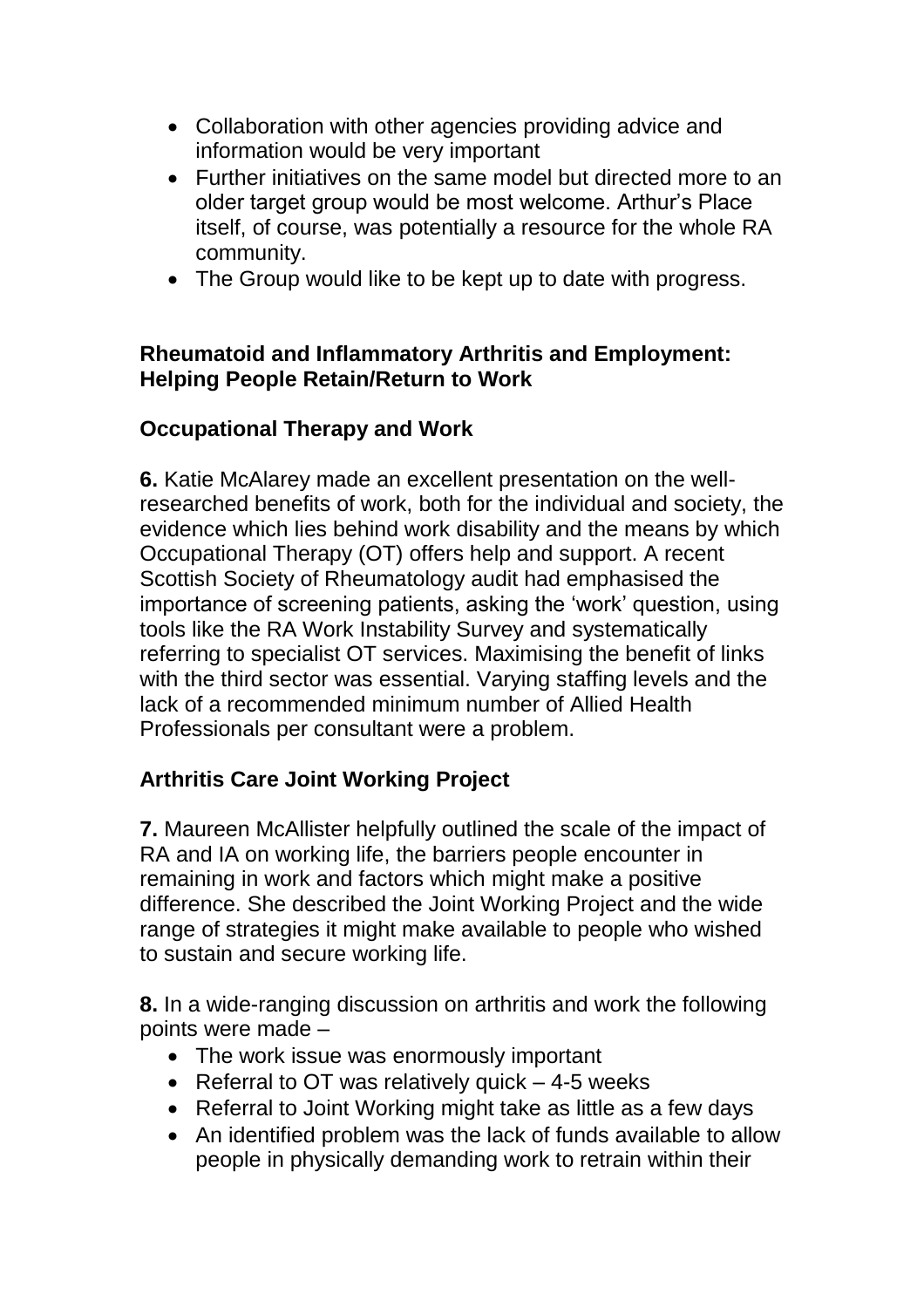- Collaboration with other agencies providing advice and information would be very important
- Further initiatives on the same model but directed more to an older target group would be most welcome. Arthur's Place itself, of course, was potentially a resource for the whole RA community.
- The Group would like to be kept up to date with progress.

## Rheumatoid and Inflammatory Arthritis and Employment: Helping People Retain/Return to Work

### Occupational Therapy and Work

**6.** Katie McAlarey made an excellent presentation on the well-researched benefits of work, both for the individual and society, the evidence which lies behind work disability and the means by which Occupational Therapy (OT) offers help and support. A recent Scottish Society of Rheumatology audit had emphasised the importance of screening patients, asking the 'work' question, using tools like the RA Work Instability Survey and systematically referring to specialist OT services. Maximising the benefit of links with the third sector was essential. Varying staffing levels and the lack of a recommended minimum number of Allied Health Professionals per consultant were a problem.

### Arthritis Care Joint Working Project

**7.** Maureen McAllister helpfully outlined the scale of the impact of RA and IA on working life, the barriers people encounter in remaining in work and factors which might make a positive difference. She described the Joint Working Project and the wide range of strategies it might make available to people who wished to sustain and secure working life.

**8.** In a wide-ranging discussion on arthritis and work the following points were made –

- The work issue was enormously important
- Referral to OT was relatively quick – 4-5 weeks
- Referral to Joint Working might take as little as a few days
- An identified problem was the lack of funds available to allow people in physically demanding work to retrain within their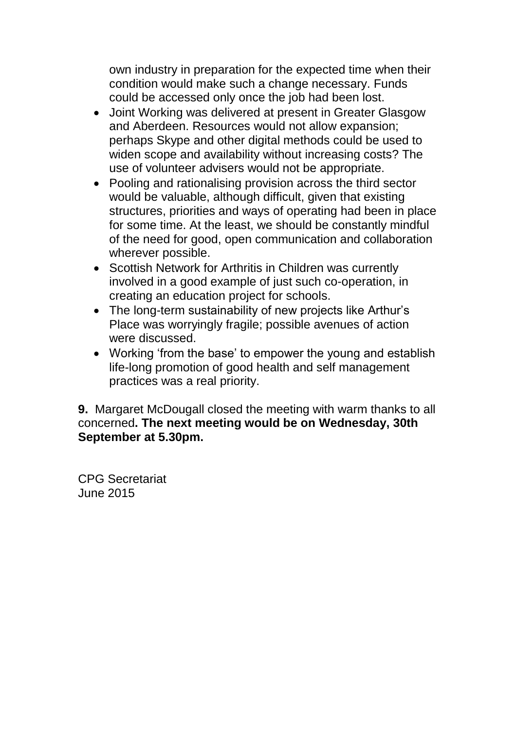own industry in preparation for the expected time when their condition would make such a change necessary. Funds could be accessed only once the job had been lost.

- Joint Working was delivered at present in Greater Glasgow and Aberdeen. Resources would not allow expansion; perhaps Skype and other digital methods could be used to widen scope and availability without increasing costs? The use of volunteer advisers would not be appropriate.
- Pooling and rationalising provision across the third sector would be valuable, although difficult, given that existing structures, priorities and ways of operating had been in place for some time. At the least, we should be constantly mindful of the need for good, open communication and collaboration wherever possible.
- Scottish Network for Arthritis in Children was currently involved in a good example of just such co-operation, in creating an education project for schools.
- The long-term sustainability of new projects like Arthur's Place was worryingly fragile; possible avenues of action were discussed.
- Working 'from the base' to empower the young and establish life-long promotion of good health and self management practices was a real priority.

**9.** Margaret McDougall closed the meeting with warm thanks to all concerned**. The next meeting would be on Wednesday, 30th September at 5.30pm.**

CPG Secretariat
June 2015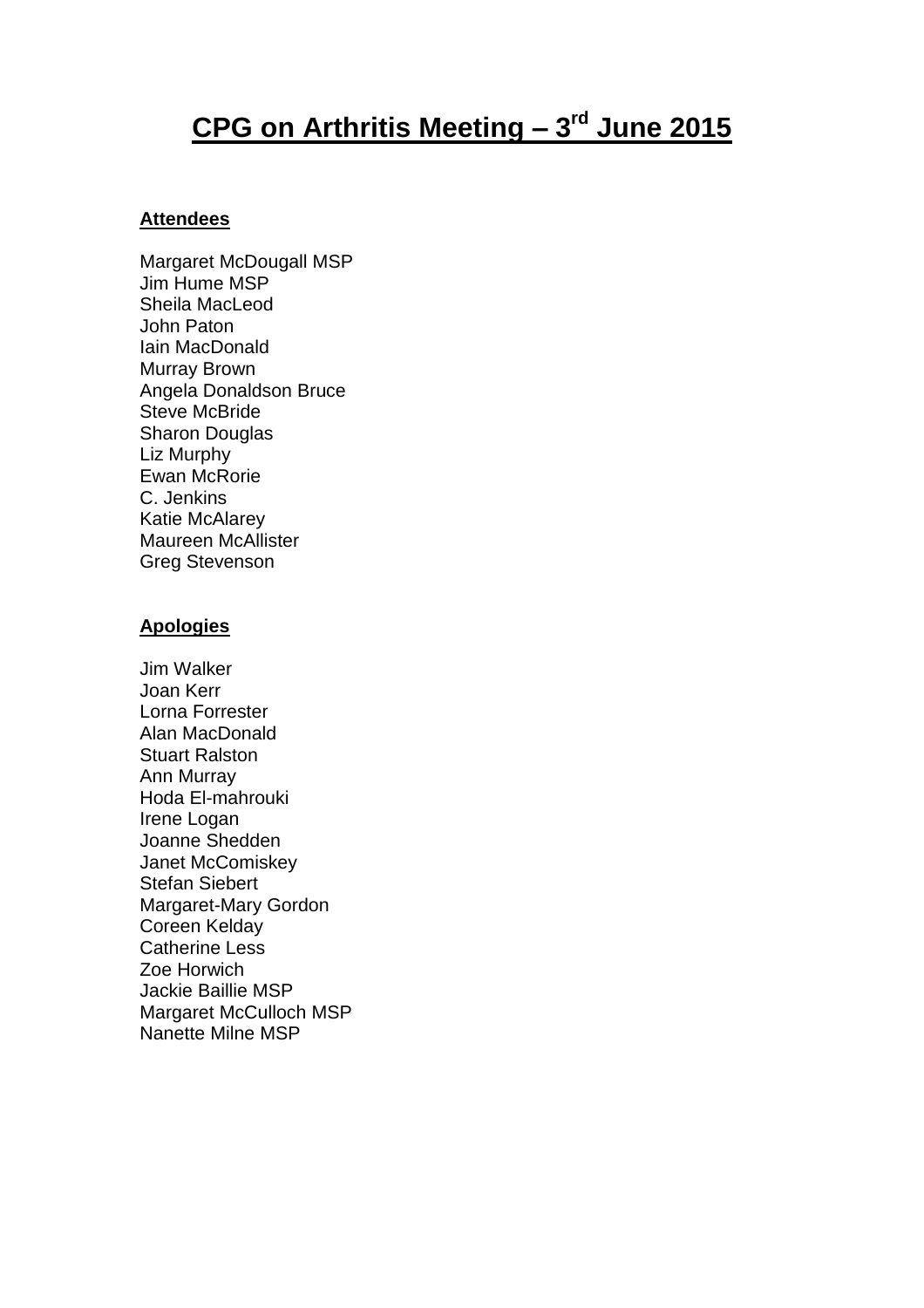# CPG on Arthritis Meeting – 3rd June 2015

**Attendees**

Margaret McDougall MSP
Jim Hume MSP
Sheila MacLeod
John Paton
Iain MacDonald
Murray Brown
Angela Donaldson Bruce
Steve McBride
Sharon Douglas
Liz Murphy
Ewan McRorie
C. Jenkins
Katie McAlarey
Maureen McAllister
Greg Stevenson

**Apologies**

Jim Walker
Joan Kerr
Lorna Forrester
Alan MacDonald
Stuart Ralston
Ann Murray
Hoda El-mahrouki
Irene Logan
Joanne Shedden
Janet McComiskey
Stefan Siebert
Margaret-Mary Gordon
Coreen Kelday
Catherine Less
Zoe Horwich
Jackie Baillie MSP
Margaret McCulloch MSP
Nanette Milne MSP